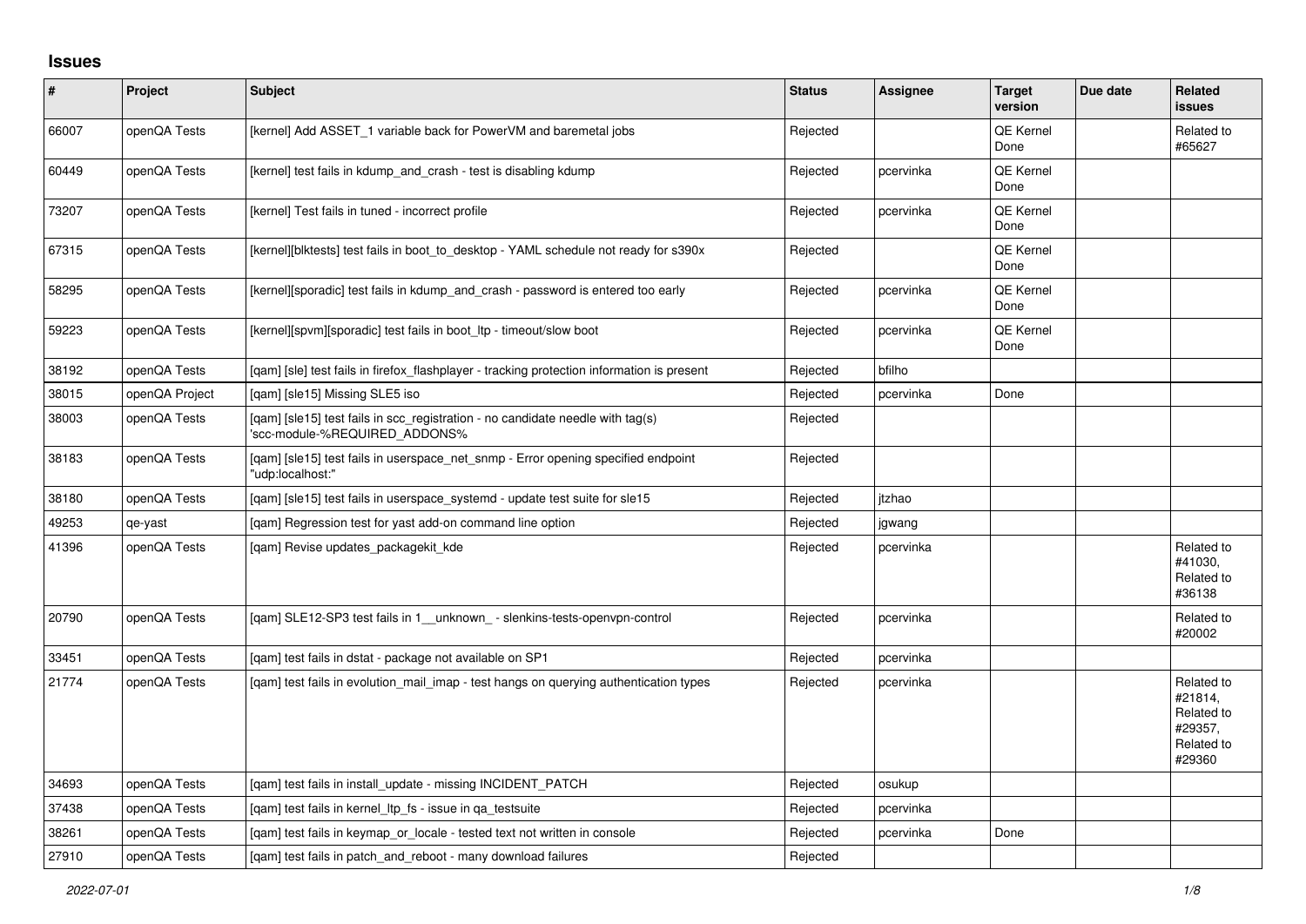## Issues

| # | Project | Subject | Status | Assignee | Target version | Due date | Related issues |
|---|---|---|---|---|---|---|---|
| 66007 | openQA Tests | [kernel] Add ASSET_1 variable back for PowerVM and baremetal jobs | Rejected | | QE Kernel Done | | Related to #65627 |
| 60449 | openQA Tests | [kernel] test fails in kdump_and_crash - test is disabling kdump | Rejected | pcervinka | QE Kernel Done | | |
| 73207 | openQA Tests | [kernel] Test fails in tuned - incorrect profile | Rejected | pcervinka | QE Kernel Done | | |
| 67315 | openQA Tests | [kernel][blktests] test fails in boot_to_desktop - YAML schedule not ready for s390x | Rejected | | QE Kernel Done | | |
| 58295 | openQA Tests | [kernel][sporadic] test fails in kdump_and_crash - password is entered too early | Rejected | pcervinka | QE Kernel Done | | |
| 59223 | openQA Tests | [kernel][spvm][sporadic] test fails in boot_ltp - timeout/slow boot | Rejected | pcervinka | QE Kernel Done | | |
| 38192 | openQA Tests | [qam] [sle] test fails in firefox_flashplayer - tracking protection information is present | Rejected | bfilho | | | |
| 38015 | openQA Project | [qam] [sle15] Missing SLE5 iso | Rejected | pcervinka | Done | | |
| 38003 | openQA Tests | [qam] [sle15] test fails in scc_registration - no candidate needle with tag(s) 'scc-module-%REQUIRED_ADDONS% | Rejected | | | | |
| 38183 | openQA Tests | [qam] [sle15] test fails in userspace_net_snmp - Error opening specified endpoint "udp:localhost:" | Rejected | | | | |
| 38180 | openQA Tests | [qam] [sle15] test fails in userspace_systemd - update test suite for sle15 | Rejected | jtzhao | | | |
| 49253 | qe-yast | [qam] Regression test for yast add-on command line option | Rejected | jgwang | | | |
| 41396 | openQA Tests | [qam] Revise updates_packagekit_kde | Rejected | pcervinka | | | Related to #41030, Related to #36138 |
| 20790 | openQA Tests | [qam] SLE12-SP3 test fails in 1__unknown_ - slenkins-tests-openvpn-control | Rejected | pcervinka | | | Related to #20002 |
| 33451 | openQA Tests | [qam] test fails in dstat - package not available on SP1 | Rejected | pcervinka | | | |
| 21774 | openQA Tests | [qam] test fails in evolution_mail_imap - test hangs on querying authentication types | Rejected | pcervinka | | | Related to #21814, Related to #29357, Related to #29360 |
| 34693 | openQA Tests | [qam] test fails in install_update - missing INCIDENT_PATCH | Rejected | osukup | | | |
| 37438 | openQA Tests | [qam] test fails in kernel_ltp_fs - issue in qa_testsuite | Rejected | pcervinka | | | |
| 38261 | openQA Tests | [qam] test fails in keymap_or_locale - tested text not written in console | Rejected | pcervinka | Done | | |
| 27910 | openQA Tests | [qam] test fails in patch_and_reboot - many download failures | Rejected | | | | |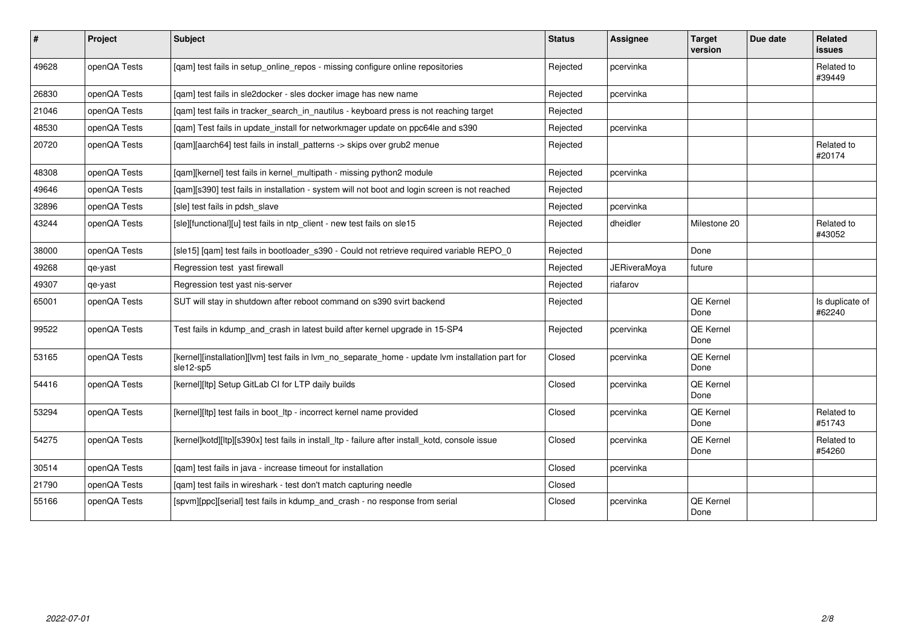| # | Project | Subject | Status | Assignee | Target version | Due date | Related issues |
|---|---|---|---|---|---|---|---|
| 49628 | openQA Tests | [qam] test fails in setup_online_repos - missing configure online repositories | Rejected | pcervinka | | | Related to #39449 |
| 26830 | openQA Tests | [qam] test fails in sle2docker - sles docker image has new name | Rejected | pcervinka | | | |
| 21046 | openQA Tests | [qam] test fails in tracker_search_in_nautilus - keyboard press is not reaching target | Rejected | | | | |
| 48530 | openQA Tests | [qam] Test fails in update_install for networkmager update on ppc64le and s390 | Rejected | pcervinka | | | |
| 20720 | openQA Tests | [qam][aarch64] test fails in install_patterns -> skips over grub2 menue | Rejected | | | | Related to #20174 |
| 48308 | openQA Tests | [qam][kernel] test fails in kernel_multipath - missing python2 module | Rejected | pcervinka | | | |
| 49646 | openQA Tests | [qam][s390] test fails in installation - system will not boot and login screen is not reached | Rejected | | | | |
| 32896 | openQA Tests | [sle] test fails in pdsh_slave | Rejected | pcervinka | | | |
| 43244 | openQA Tests | [sle][functional][u] test fails in ntp_client - new test fails on sle15 | Rejected | dheidler | Milestone 20 | | Related to #43052 |
| 38000 | openQA Tests | [sle15] [qam] test fails in bootloader_s390 - Could not retrieve required variable REPO_0 | Rejected | | Done | | |
| 49268 | qe-yast | Regression test yast firewall | Rejected | JERiveraMoya | future | | |
| 49307 | qe-yast | Regression test yast nis-server | Rejected | riafarov | | | |
| 65001 | openQA Tests | SUT will stay in shutdown after reboot command on s390 svirt backend | Rejected | | QE Kernel Done | | Is duplicate of #62240 |
| 99522 | openQA Tests | Test fails in kdump_and_crash in latest build after kernel upgrade in 15-SP4 | Rejected | pcervinka | QE Kernel Done | | |
| 53165 | openQA Tests | [kernel][installation][lvm] test fails in lvm_no_separate_home - update lvm installation part for sle12-sp5 | Closed | pcervinka | QE Kernel Done | | |
| 54416 | openQA Tests | [kernel][ltp] Setup GitLab CI for LTP daily builds | Closed | pcervinka | QE Kernel Done | | |
| 53294 | openQA Tests | [kernel][ltp] test fails in boot_ltp - incorrect kernel name provided | Closed | pcervinka | QE Kernel Done | | Related to #51743 |
| 54275 | openQA Tests | [kernel]kotd][ltp][s390x] test fails in install_ltp - failure after install_kotd, console issue | Closed | pcervinka | QE Kernel Done | | Related to #54260 |
| 30514 | openQA Tests | [qam] test fails in java - increase timeout for installation | Closed | pcervinka | | | |
| 21790 | openQA Tests | [qam] test fails in wireshark - test don't match capturing needle | Closed | | | | |
| 55166 | openQA Tests | [spvm][ppc][serial] test fails in kdump_and_crash - no response from serial | Closed | pcervinka | QE Kernel Done | | |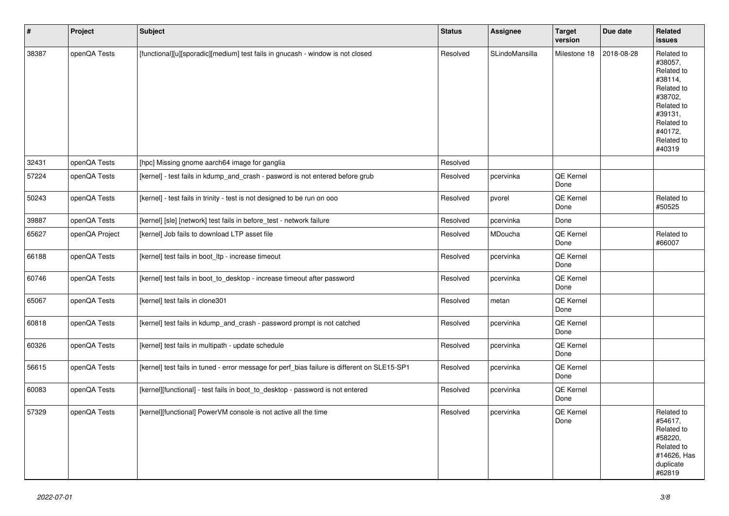| # | Project | Subject | Status | Assignee | Target version | Due date | Related issues |
|---|---|---|---|---|---|---|---|
| 38387 | openQA Tests | [functional][u][sporadic][medium] test fails in gnucash - window is not closed | Resolved | SLindoMansilla | Milestone 18 | 2018-08-28 | Related to #38057, Related to #38114, Related to #38702, Related to #39131, Related to #40172, Related to #40319 |
| 32431 | openQA Tests | [hpc] Missing gnome aarch64 image for ganglia | Resolved | | | | |
| 57224 | openQA Tests | [kernel] - test fails in kdump_and_crash - pasword is not entered before grub | Resolved | pcervinka | QE Kernel Done | | |
| 50243 | openQA Tests | [kernel] - test fails in trinity - test is not designed to be run on ooo | Resolved | pvorel | QE Kernel Done | | Related to #50525 |
| 39887 | openQA Tests | [kernel] [sle] [network] test fails in before_test - network failure | Resolved | pcervinka | Done | | |
| 65627 | openQA Project | [kernel] Job fails to download LTP asset file | Resolved | MDoucha | QE Kernel Done | | Related to #66007 |
| 66188 | openQA Tests | [kernel] test fails in boot_ltp - increase timeout | Resolved | pcervinka | QE Kernel Done | | |
| 60746 | openQA Tests | [kernel] test fails in boot_to_desktop - increase timeout after password | Resolved | pcervinka | QE Kernel Done | | |
| 65067 | openQA Tests | [kernel] test fails in clone301 | Resolved | metan | QE Kernel Done | | |
| 60818 | openQA Tests | [kernel] test fails in kdump_and_crash - password prompt is not catched | Resolved | pcervinka | QE Kernel Done | | |
| 60326 | openQA Tests | [kernel] test fails in multipath - update schedule | Resolved | pcervinka | QE Kernel Done | | |
| 56615 | openQA Tests | [kernel] test fails in tuned - error message for perf_bias failure is different on SLE15-SP1 | Resolved | pcervinka | QE Kernel Done | | |
| 60083 | openQA Tests | [kernel][functional] - test fails in boot_to_desktop - password is not entered | Resolved | pcervinka | QE Kernel Done | | |
| 57329 | openQA Tests | [kernel][functional] PowerVM console is not active all the time | Resolved | pcervinka | QE Kernel Done | | Related to #54617, Related to #58220, Related to #14626, Has duplicate #62819 |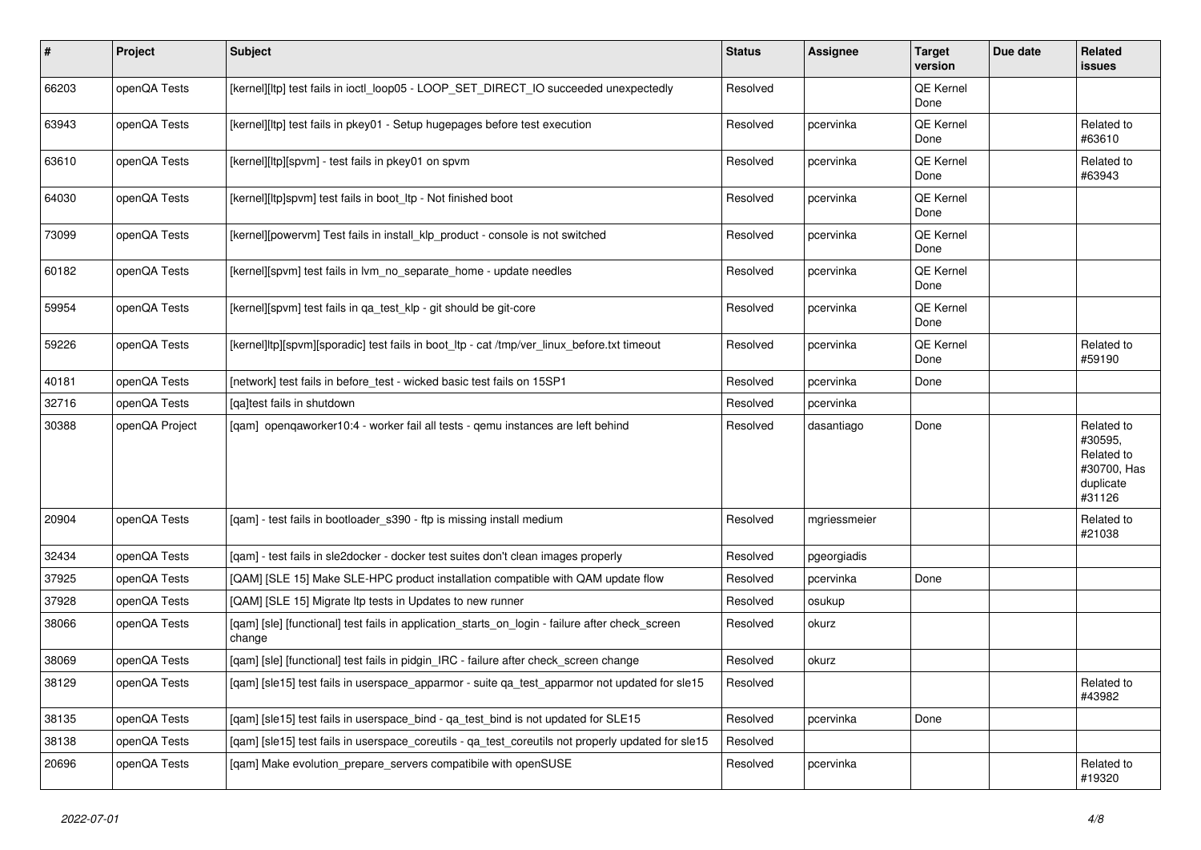| # | Project | Subject | Status | Assignee | Target version | Due date | Related issues |
|---|---|---|---|---|---|---|---|
| 66203 | openQA Tests | [kernel][ltp] test fails in ioctl_loop05 - LOOP_SET_DIRECT_IO succeeded unexpectedly | Resolved | | QE Kernel Done | | |
| 63943 | openQA Tests | [kernel][ltp] test fails in pkey01 - Setup hugepages before test execution | Resolved | pcervinka | QE Kernel Done | | Related to #63610 |
| 63610 | openQA Tests | [kernel][ltp][spvm] - test fails in pkey01 on spvm | Resolved | pcervinka | QE Kernel Done | | Related to #63943 |
| 64030 | openQA Tests | [kernel][ltp]spvm] test fails in boot_ltp - Not finished boot | Resolved | pcervinka | QE Kernel Done | | |
| 73099 | openQA Tests | [kernel][powervm] Test fails in install_klp_product - console is not switched | Resolved | pcervinka | QE Kernel Done | | |
| 60182 | openQA Tests | [kernel][spvm] test fails in lvm_no_separate_home - update needles | Resolved | pcervinka | QE Kernel Done | | |
| 59954 | openQA Tests | [kernel][spvm] test fails in qa_test_klp - git should be git-core | Resolved | pcervinka | QE Kernel Done | | |
| 59226 | openQA Tests | [kernel]ltp][spvm][sporadic] test fails in boot_ltp - cat /tmp/ver_linux_before.txt timeout | Resolved | pcervinka | QE Kernel Done | | Related to #59190 |
| 40181 | openQA Tests | [network] test fails in before_test - wicked basic test fails on 15SP1 | Resolved | pcervinka | Done | | |
| 32716 | openQA Tests | [qa]test fails in shutdown | Resolved | pcervinka | | | |
| 30388 | openQA Project | [qam] openqaworker10:4 - worker fail all tests - qemu instances are left behind | Resolved | dasantiago | Done | | Related to #30595, Related to #30700, Has duplicate #31126 |
| 20904 | openQA Tests | [qam] - test fails in bootloader_s390 - ftp is missing install medium | Resolved | mgriessmeier | | | Related to #21038 |
| 32434 | openQA Tests | [qam] - test fails in sle2docker - docker test suites don't clean images properly | Resolved | pgeorgiadis | | | |
| 37925 | openQA Tests | [QAM] [SLE 15] Make SLE-HPC product installation compatible with QAM update flow | Resolved | pcervinka | Done | | |
| 37928 | openQA Tests | [QAM] [SLE 15] Migrate ltp tests in Updates to new runner | Resolved | osukup | | | |
| 38066 | openQA Tests | [qam] [sle] [functional] test fails in application_starts_on_login - failure after check_screen change | Resolved | okurz | | | |
| 38069 | openQA Tests | [qam] [sle] [functional] test fails in pidgin_IRC - failure after check_screen change | Resolved | okurz | | | |
| 38129 | openQA Tests | [qam] [sle15] test fails in userspace_apparmor - suite qa_test_apparmor not updated for sle15 | Resolved | | | | Related to #43982 |
| 38135 | openQA Tests | [qam] [sle15] test fails in userspace_bind - qa_test_bind is not updated for SLE15 | Resolved | pcervinka | Done | | |
| 38138 | openQA Tests | [qam] [sle15] test fails in userspace_coreutils - qa_test_coreutils not properly updated for sle15 | Resolved | | | | |
| 20696 | openQA Tests | [qam] Make evolution_prepare_servers compatibile with openSUSE | Resolved | pcervinka | | | Related to #19320 |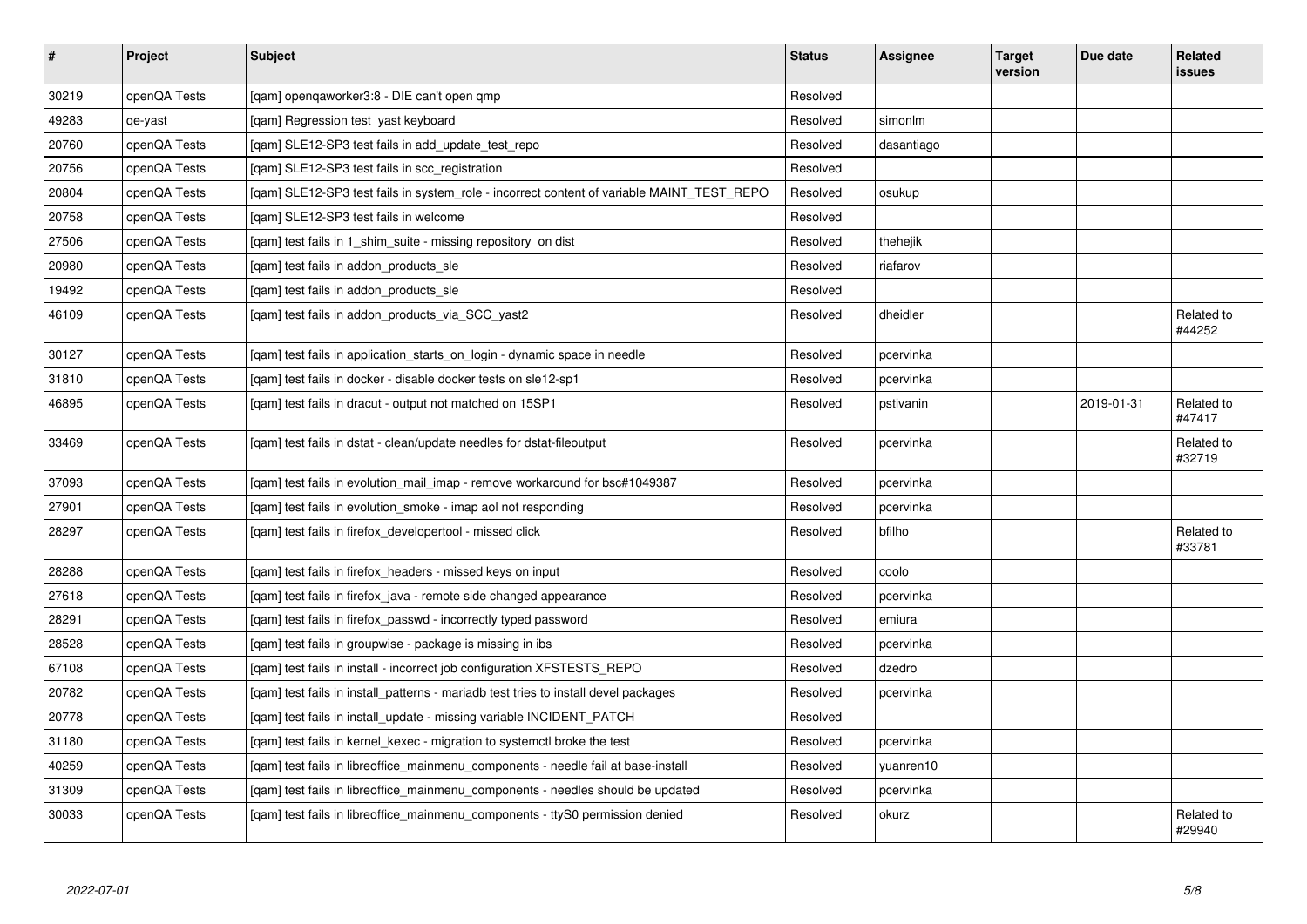| # | Project | Subject | Status | Assignee | Target version | Due date | Related issues |
|---|---|---|---|---|---|---|---|
| 30219 | openQA Tests | [qam] openqaworker3:8 - DIE can't open qmp | Resolved | | | | |
| 49283 | qe-yast | [qam] Regression test yast keyboard | Resolved | simonlm | | | |
| 20760 | openQA Tests | [qam] SLE12-SP3 test fails in add_update_test_repo | Resolved | dasantiago | | | |
| 20756 | openQA Tests | [qam] SLE12-SP3 test fails in scc_registration | Resolved | | | | |
| 20804 | openQA Tests | [qam] SLE12-SP3 test fails in system_role - incorrect content of variable MAINT_TEST_REPO | Resolved | osukup | | | |
| 20758 | openQA Tests | [qam] SLE12-SP3 test fails in welcome | Resolved | | | | |
| 27506 | openQA Tests | [qam] test fails in 1_shim_suite - missing repository on dist | Resolved | thehejik | | | |
| 20980 | openQA Tests | [qam] test fails in addon_products_sle | Resolved | riafarov | | | |
| 19492 | openQA Tests | [qam] test fails in addon_products_sle | Resolved | | | | |
| 46109 | openQA Tests | [qam] test fails in addon_products_via_SCC_yast2 | Resolved | dheidler | | | Related to #44252 |
| 30127 | openQA Tests | [qam] test fails in application_starts_on_login - dynamic space in needle | Resolved | pcervinka | | | |
| 31810 | openQA Tests | [qam] test fails in docker - disable docker tests on sle12-sp1 | Resolved | pcervinka | | | |
| 46895 | openQA Tests | [qam] test fails in dracut - output not matched on 15SP1 | Resolved | pstivanin | | 2019-01-31 | Related to #47417 |
| 33469 | openQA Tests | [qam] test fails in dstat - clean/update needles for dstat-fileoutput | Resolved | pcervinka | | | Related to #32719 |
| 37093 | openQA Tests | [qam] test fails in evolution_mail_imap - remove workaround for bsc#1049387 | Resolved | pcervinka | | | |
| 27901 | openQA Tests | [qam] test fails in evolution_smoke - imap aol not responding | Resolved | pcervinka | | | |
| 28297 | openQA Tests | [qam] test fails in firefox_developertool - missed click | Resolved | bfilho | | | Related to #33781 |
| 28288 | openQA Tests | [qam] test fails in firefox_headers - missed keys on input | Resolved | coolo | | | |
| 27618 | openQA Tests | [qam] test fails in firefox_java - remote side changed appearance | Resolved | pcervinka | | | |
| 28291 | openQA Tests | [qam] test fails in firefox_passwd - incorrectly typed password | Resolved | emiura | | | |
| 28528 | openQA Tests | [qam] test fails in groupwise - package is missing in ibs | Resolved | pcervinka | | | |
| 67108 | openQA Tests | [qam] test fails in install - incorrect job configuration XFSTESTS_REPO | Resolved | dzedro | | | |
| 20782 | openQA Tests | [qam] test fails in install_patterns - mariadb test tries to install devel packages | Resolved | pcervinka | | | |
| 20778 | openQA Tests | [qam] test fails in install_update - missing variable INCIDENT_PATCH | Resolved | | | | |
| 31180 | openQA Tests | [qam] test fails in kernel_kexec - migration to systemctl broke the test | Resolved | pcervinka | | | |
| 40259 | openQA Tests | [qam] test fails in libreoffice_mainmenu_components - needle fail at base-install | Resolved | yuanren10 | | | |
| 31309 | openQA Tests | [qam] test fails in libreoffice_mainmenu_components - needles should be updated | Resolved | pcervinka | | | |
| 30033 | openQA Tests | [qam] test fails in libreoffice_mainmenu_components - ttyS0 permission denied | Resolved | okurz | | | Related to #29940 |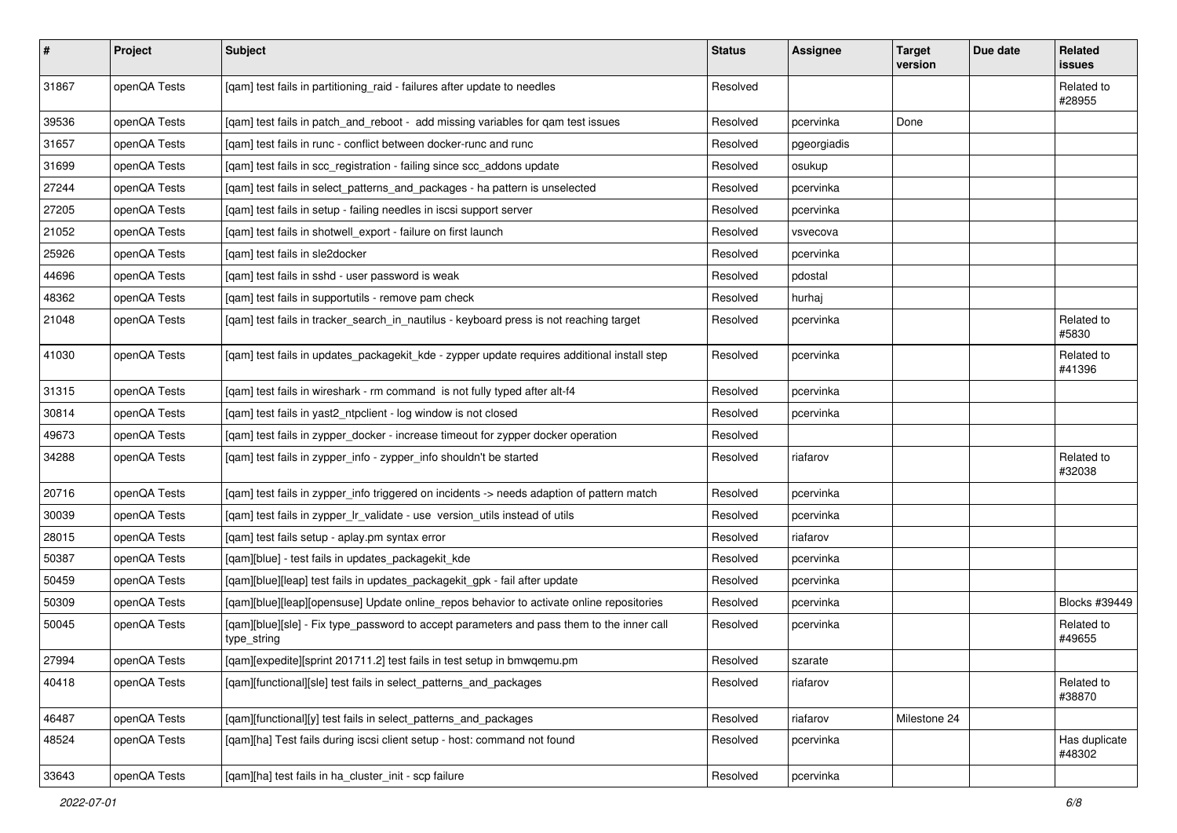| # | Project | Subject | Status | Assignee | Target version | Due date | Related issues |
|---|---|---|---|---|---|---|---|
| 31867 | openQA Tests | [qam] test fails in partitioning_raid - failures after update to needles | Resolved | | | | Related to #28955 |
| 39536 | openQA Tests | [qam] test fails in patch_and_reboot - add missing variables for qam test issues | Resolved | pcervinka | Done | | |
| 31657 | openQA Tests | [qam] test fails in runc - conflict between docker-runc and runc | Resolved | pgeorgiadis | | | |
| 31699 | openQA Tests | [qam] test fails in scc_registration - failing since scc_addons update | Resolved | osukup | | | |
| 27244 | openQA Tests | [qam] test fails in select_patterns_and_packages - ha pattern is unselected | Resolved | pcervinka | | | |
| 27205 | openQA Tests | [qam] test fails in setup - failing needles in iscsi support server | Resolved | pcervinka | | | |
| 21052 | openQA Tests | [qam] test fails in shotwell_export - failure on first launch | Resolved | vsvecova | | | |
| 25926 | openQA Tests | [qam] test fails in sle2docker | Resolved | pcervinka | | | |
| 44696 | openQA Tests | [qam] test fails in sshd - user password is weak | Resolved | pdostal | | | |
| 48362 | openQA Tests | [qam] test fails in supportutils - remove pam check | Resolved | hurhaj | | | |
| 21048 | openQA Tests | [qam] test fails in tracker_search_in_nautilus - keyboard press is not reaching target | Resolved | pcervinka | | | Related to #5830 |
| 41030 | openQA Tests | [qam] test fails in updates_packagekit_kde - zypper update requires additional install step | Resolved | pcervinka | | | Related to #41396 |
| 31315 | openQA Tests | [qam] test fails in wireshark - rm command is not fully typed after alt-f4 | Resolved | pcervinka | | | |
| 30814 | openQA Tests | [qam] test fails in yast2_ntpclient - log window is not closed | Resolved | pcervinka | | | |
| 49673 | openQA Tests | [qam] test fails in zypper_docker - increase timeout for zypper docker operation | Resolved | | | | |
| 34288 | openQA Tests | [qam] test fails in zypper_info - zypper_info shouldn't be started | Resolved | riafarov | | | Related to #32038 |
| 20716 | openQA Tests | [qam] test fails in zypper_info triggered on incidents -> needs adaption of pattern match | Resolved | pcervinka | | | |
| 30039 | openQA Tests | [qam] test fails in zypper_lr_validate - use version_utils instead of utils | Resolved | pcervinka | | | |
| 28015 | openQA Tests | [qam] test fails setup - aplay.pm syntax error | Resolved | riafarov | | | |
| 50387 | openQA Tests | [qam][blue] - test fails in updates_packagekit_kde | Resolved | pcervinka | | | |
| 50459 | openQA Tests | [qam][blue][leap] test fails in updates_packagekit_gpk - fail after update | Resolved | pcervinka | | | |
| 50309 | openQA Tests | [qam][blue][leap][opensuse] Update online_repos behavior to activate online repositories | Resolved | pcervinka | | | Blocks #39449 |
| 50045 | openQA Tests | [qam][blue][sle] - Fix type_password to accept parameters and pass them to the inner call type_string | Resolved | pcervinka | | | Related to #49655 |
| 27994 | openQA Tests | [qam][expedite][sprint 201711.2] test fails in test setup in bmwqemu.pm | Resolved | szarate | | | |
| 40418 | openQA Tests | [qam][functional][sle] test fails in select_patterns_and_packages | Resolved | riafarov | | | Related to #38870 |
| 46487 | openQA Tests | [qam][functional][y] test fails in select_patterns_and_packages | Resolved | riafarov | Milestone 24 | | |
| 48524 | openQA Tests | [qam][ha] Test fails during iscsi client setup - host: command not found | Resolved | pcervinka | | | Has duplicate #48302 |
| 33643 | openQA Tests | [qam][ha] test fails in ha_cluster_init - scp failure | Resolved | pcervinka | | | |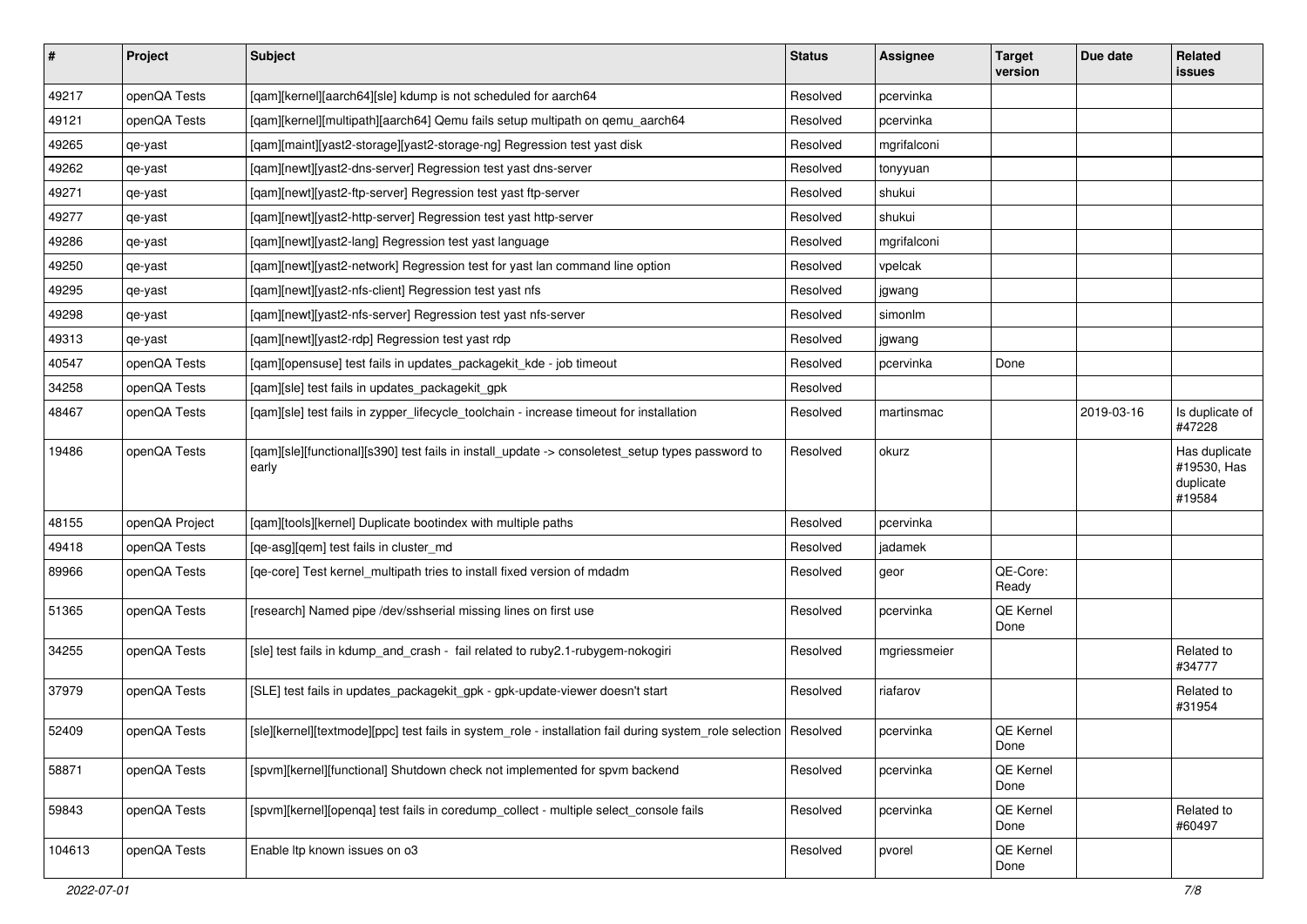| # | Project | Subject | Status | Assignee | Target version | Due date | Related issues |
|---|---|---|---|---|---|---|---|
| 49217 | openQA Tests | [qam][kernel][aarch64][sle] kdump is not scheduled for aarch64 | Resolved | pcervinka | | | |
| 49121 | openQA Tests | [qam][kernel][multipath][aarch64] Qemu fails setup multipath on qemu_aarch64 | Resolved | pcervinka | | | |
| 49265 | qe-yast | [qam][maint][yast2-storage][yast2-storage-ng] Regression test yast disk | Resolved | mgrifalconi | | | |
| 49262 | qe-yast | [qam][newt][yast2-dns-server] Regression test yast dns-server | Resolved | tonyyuan | | | |
| 49271 | qe-yast | [qam][newt][yast2-ftp-server] Regression test yast ftp-server | Resolved | shukui | | | |
| 49277 | qe-yast | [qam][newt][yast2-http-server] Regression test yast http-server | Resolved | shukui | | | |
| 49286 | qe-yast | [qam][newt][yast2-lang] Regression test yast language | Resolved | mgrifalconi | | | |
| 49250 | qe-yast | [qam][newt][yast2-network] Regression test for yast lan command line option | Resolved | vpelcak | | | |
| 49295 | qe-yast | [qam][newt][yast2-nfs-client] Regression test yast nfs | Resolved | jgwang | | | |
| 49298 | qe-yast | [qam][newt][yast2-nfs-server] Regression test yast nfs-server | Resolved | simonlm | | | |
| 49313 | qe-yast | [qam][newt][yast2-rdp] Regression test yast rdp | Resolved | jgwang | | | |
| 40547 | openQA Tests | [qam][opensuse] test fails in updates_packagekit_kde - job timeout | Resolved | pcervinka | Done | | |
| 34258 | openQA Tests | [qam][sle] test fails in updates_packagekit_gpk | Resolved | | | | |
| 48467 | openQA Tests | [qam][sle] test fails in zypper_lifecycle_toolchain - increase timeout for installation | Resolved | martinsmac | | 2019-03-16 | Is duplicate of #47228 |
| 19486 | openQA Tests | [qam][sle][functional][s390] test fails in install_update -> consoletest_setup types password to early | Resolved | okurz | | | Has duplicate #19530, Has duplicate #19584 |
| 48155 | openQA Project | [qam][tools][kernel] Duplicate bootindex with multiple paths | Resolved | pcervinka | | | |
| 49418 | openQA Tests | [qe-asg][qem] test fails in cluster_md | Resolved | jadamek | | | |
| 89966 | openQA Tests | [qe-core] Test kernel_multipath tries to install fixed version of mdadm | Resolved | geor | QE-Core: Ready | | |
| 51365 | openQA Tests | [research] Named pipe /dev/sshserial missing lines on first use | Resolved | pcervinka | QE Kernel Done | | |
| 34255 | openQA Tests | [sle] test fails in kdump_and_crash - fail related to ruby2.1-rubygem-nokogiri | Resolved | mgriessmeier | | | Related to #34777 |
| 37979 | openQA Tests | [SLE] test fails in updates_packagekit_gpk - gpk-update-viewer doesn't start | Resolved | riafarov | | | Related to #31954 |
| 52409 | openQA Tests | [sle][kernel][textmode][ppc] test fails in system_role - installation fail during system_role selection | Resolved | pcervinka | QE Kernel Done | | |
| 58871 | openQA Tests | [spvm][kernel][functional] Shutdown check not implemented for spvm backend | Resolved | pcervinka | QE Kernel Done | | |
| 59843 | openQA Tests | [spvm][kernel][openqa] test fails in coredump_collect - multiple select_console fails | Resolved | pcervinka | QE Kernel Done | | Related to #60497 |
| 104613 | openQA Tests | Enable ltp known issues on o3 | Resolved | pvorel | QE Kernel Done | | |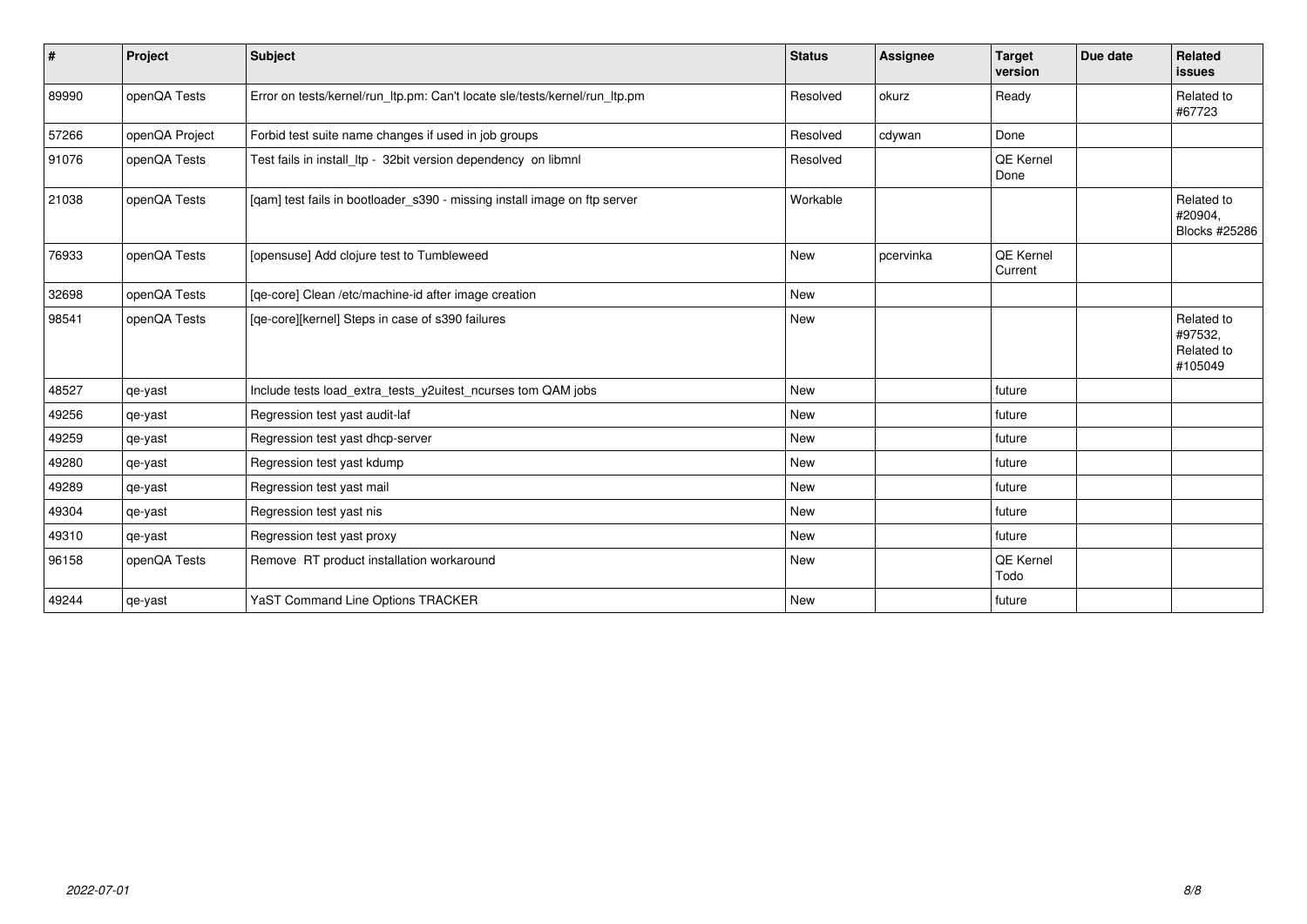| # | Project | Subject | Status | Assignee | Target version | Due date | Related issues |
|---|---|---|---|---|---|---|---|
| 89990 | openQA Tests | Error on tests/kernel/run_ltp.pm: Can't locate sle/tests/kernel/run_ltp.pm | Resolved | okurz | Ready | | Related to #67723 |
| 57266 | openQA Project | Forbid test suite name changes if used in job groups | Resolved | cdywan | Done | | |
| 91076 | openQA Tests | Test fails in install_ltp - 32bit version dependency on libmnl | Resolved | | QE Kernel Done | | |
| 21038 | openQA Tests | [qam] test fails in bootloader_s390 - missing install image on ftp server | Workable | | | | Related to #20904, Blocks #25286 |
| 76933 | openQA Tests | [opensuse] Add clojure test to Tumbleweed | New | pcervinka | QE Kernel Current | | |
| 32698 | openQA Tests | [qe-core] Clean /etc/machine-id after image creation | New | | | | |
| 98541 | openQA Tests | [qe-core][kernel] Steps in case of s390 failures | New | | | | Related to #97532, Related to #105049 |
| 48527 | qe-yast | Include tests load_extra_tests_y2uitest_ncurses tom QAM jobs | New | | future | | |
| 49256 | qe-yast | Regression test yast audit-laf | New | | future | | |
| 49259 | qe-yast | Regression test yast dhcp-server | New | | future | | |
| 49280 | qe-yast | Regression test yast kdump | New | | future | | |
| 49289 | qe-yast | Regression test yast mail | New | | future | | |
| 49304 | qe-yast | Regression test yast nis | New | | future | | |
| 49310 | qe-yast | Regression test yast proxy | New | | future | | |
| 96158 | openQA Tests | Remove RT product installation workaround | New | | QE Kernel Todo | | |
| 49244 | qe-yast | YaST Command Line Options TRACKER | New | | future | | |